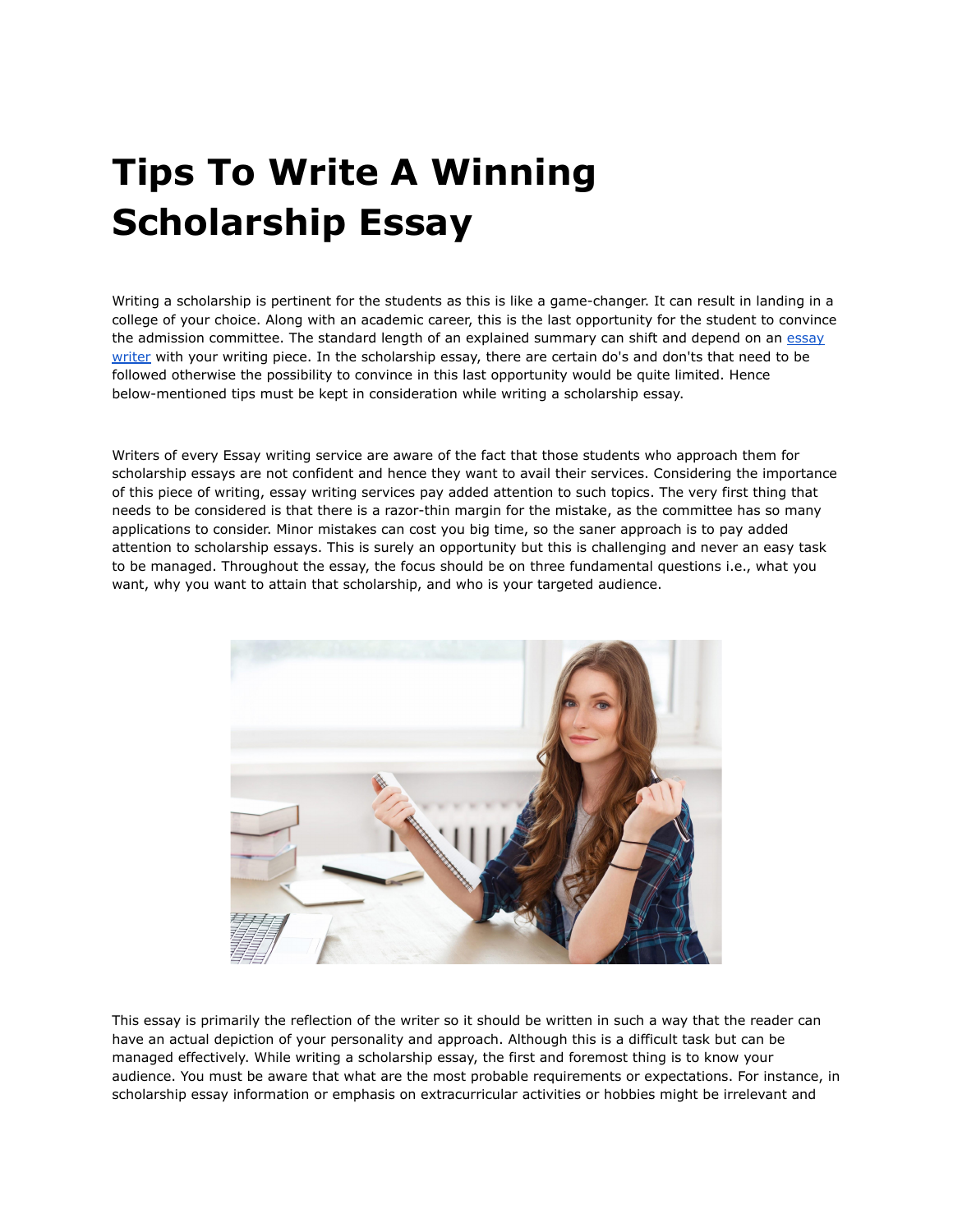# Tips To Write A Winning Scholarship Essay

Writing a scholarship is pertinent for the students as this is like a game-changer. It can result in landing in a college of your choice. Along with an academic career, this is the last opportunity for the student to convince the admission committee. The standard length of an explained summary can shift and depend on an [essay writer]() with your writing piece. In the scholarship essay, there are certain do's and don'ts that need to be followed otherwise the possibility to convince in this last opportunity would be quite limited. Hence below-mentioned tips must be kept in consideration while writing a scholarship essay.

Writers of every Essay writing service are aware of the fact that those students who approach them for scholarship essays are not confident and hence they want to avail their services. Considering the importance of this piece of writing, essay writing services pay added attention to such topics. The very first thing that needs to be considered is that there is a razor-thin margin for the mistake, as the committee has so many applications to consider. Minor mistakes can cost you big time, so the saner approach is to pay added attention to scholarship essays. This is surely an opportunity but this is challenging and never an easy task to be managed. Throughout the essay, the focus should be on three fundamental questions i.e., what you want, why you want to attain that scholarship, and who is your targeted audience.

This essay is primarily the reflection of the writer so it should be written in such a way that the reader can have an actual depiction of your personality and approach. Although this is a difficult task but can be managed effectively. While writing a scholarship essay, the first and foremost thing is to know your audience. You must be aware that what are the most probable requirements or expectations. For instance, in scholarship essay information or emphasis on extracurricular activities or hobbies might be irrelevant and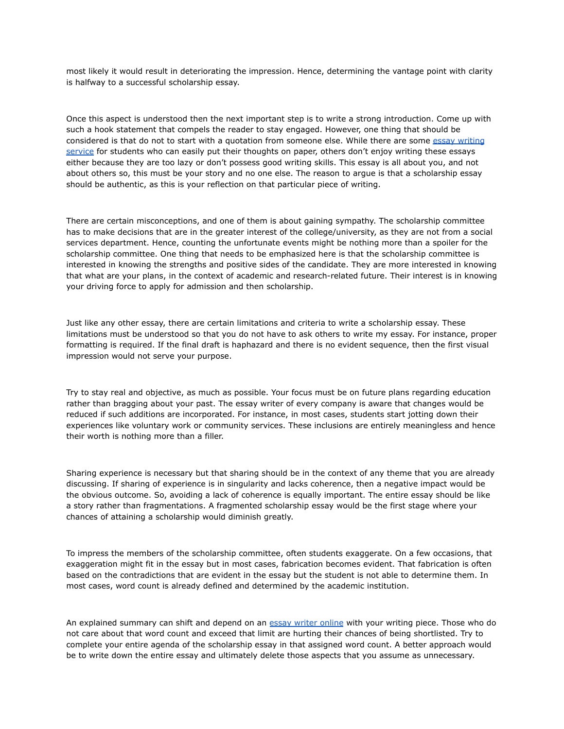most likely it would result in deteriorating the impression. Hence, determining the vantage point with clarity is halfway to a successful scholarship essay.

Once this aspect is understood then the next important step is to write a strong introduction. Come up with such a hook statement that compels the reader to stay engaged. However, one thing that should be considered is that do not to start with a quotation from someone else. While there are some [essay writing service]() for students who can easily put their thoughts on paper, others don't enjoy writing these essays either because they are too lazy or don't possess good writing skills. This essay is all about you, and not about others so, this must be your story and no one else. The reason to argue is that a scholarship essay should be authentic, as this is your reflection on that particular piece of writing.

There are certain misconceptions, and one of them is about gaining sympathy. The scholarship committee has to make decisions that are in the greater interest of the college/university, as they are not from a social services department. Hence, counting the unfortunate events might be nothing more than a spoiler for the scholarship committee. One thing that needs to be emphasized here is that the scholarship committee is interested in knowing the strengths and positive sides of the candidate. They are more interested in knowing that what are your plans, in the context of academic and research-related future. Their interest is in knowing your driving force to apply for admission and then scholarship.

Just like any other essay, there are certain limitations and criteria to write a scholarship essay. These limitations must be understood so that you do not have to ask others to write my essay. For instance, proper formatting is required. If the final draft is haphazard and there is no evident sequence, then the first visual impression would not serve your purpose.

Try to stay real and objective, as much as possible. Your focus must be on future plans regarding education rather than bragging about your past. The essay writer of every company is aware that changes would be reduced if such additions are incorporated. For instance, in most cases, students start jotting down their experiences like voluntary work or community services. These inclusions are entirely meaningless and hence their worth is nothing more than a filler.

Sharing experience is necessary but that sharing should be in the context of any theme that you are already discussing. If sharing of experience is in singularity and lacks coherence, then a negative impact would be the obvious outcome. So, avoiding a lack of coherence is equally important. The entire essay should be like a story rather than fragmentations. A fragmented scholarship essay would be the first stage where your chances of attaining a scholarship would diminish greatly.

To impress the members of the scholarship committee, often students exaggerate. On a few occasions, that exaggeration might fit in the essay but in most cases, fabrication becomes evident. That fabrication is often based on the contradictions that are evident in the essay but the student is not able to determine them. In most cases, word count is already defined and determined by the academic institution.

An explained summary can shift and depend on an [essay writer online]() with your writing piece. Those who do not care about that word count and exceed that limit are hurting their chances of being shortlisted. Try to complete your entire agenda of the scholarship essay in that assigned word count. A better approach would be to write down the entire essay and ultimately delete those aspects that you assume as unnecessary.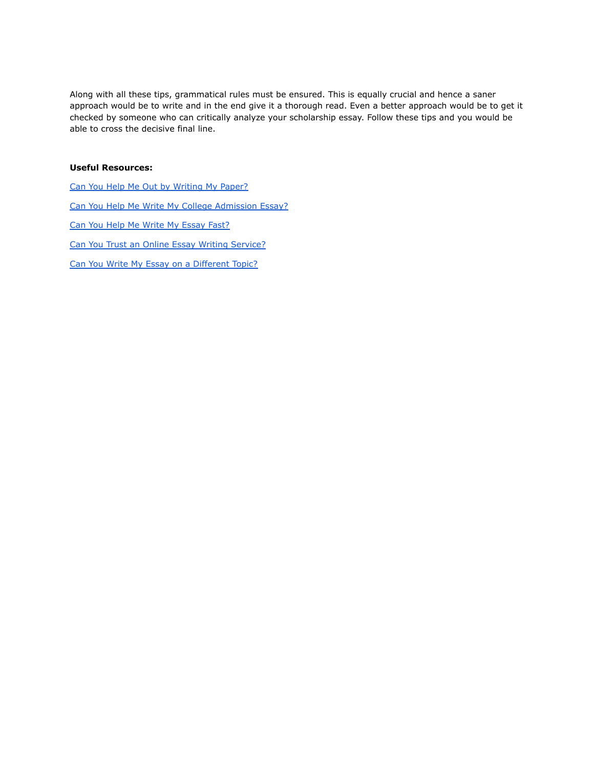Along with all these tips, grammatical rules must be ensured. This is equally crucial and hence a saner approach would be to write and in the end give it a thorough read. Even a better approach would be to get it checked by someone who can critically analyze your scholarship essay. Follow these tips and you would be able to cross the decisive final line.

**Useful Resources:**

Can You Help Me Out by Writing My Paper?

Can You Help Me Write My College Admission Essay?

Can You Help Me Write My Essay Fast?

Can You Trust an Online Essay Writing Service?

Can You Write My Essay on a Different Topic?